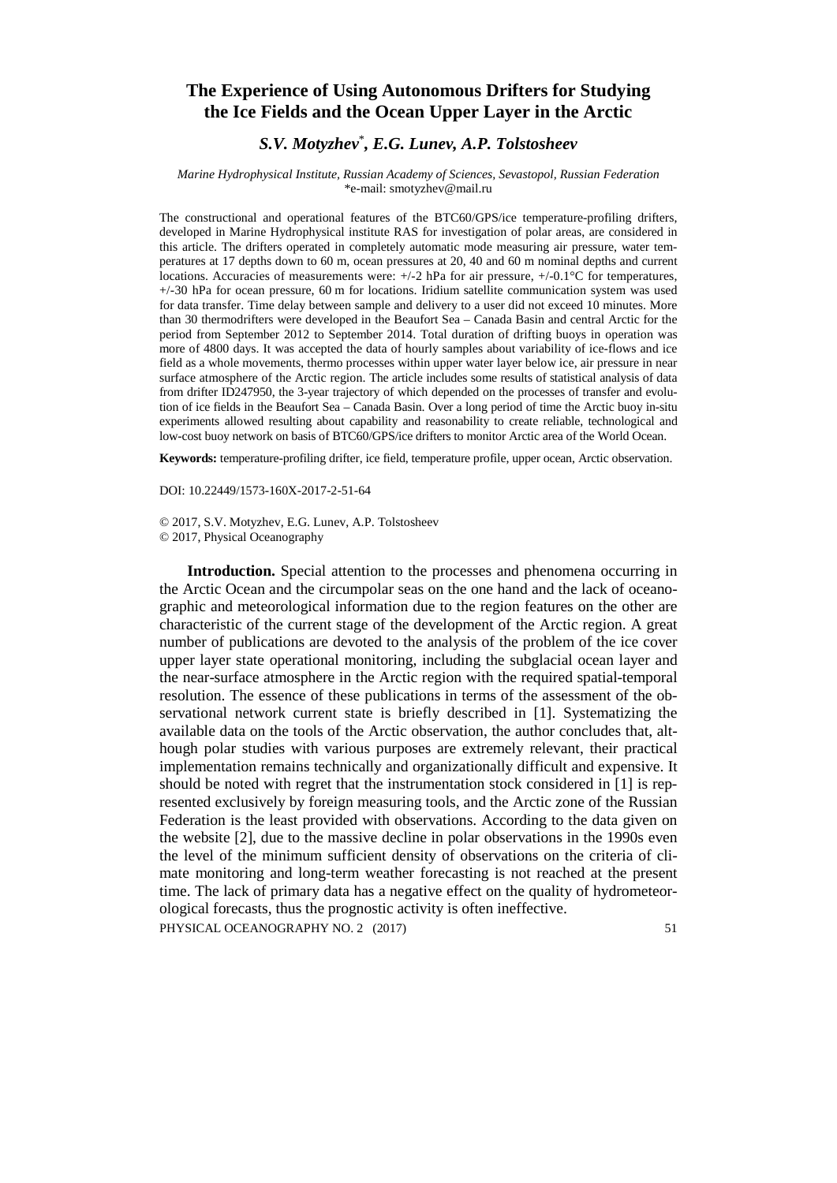# The Experience of Using Autonomous Drifters for Studying the Ice Fields and the Ocean Upper Layer in the Arctic

***S.V. Motyzhev*\*, E.G. Lunev, A.P. Tolstosheev***

*Marine Hydrophysical Institute, Russian Academy of Sciences, Sevastopol, Russian Federation*
\*e-mail: smotyzhev@mail.ru

The constructional and operational features of the BTC60/GPS/ice temperature-profiling drifters, developed in Marine Hydrophysical institute RAS for investigation of polar areas, are considered in this article. The drifters operated in completely automatic mode measuring air pressure, water temperatures at 17 depths down to 60 m, ocean pressures at 20, 40 and 60 m nominal depths and current locations. Accuracies of measurements were: +/-2 hPa for air pressure, +/-0.1°C for temperatures, +/-30 hPa for ocean pressure, 60 m for locations. Iridium satellite communication system was used for data transfer. Time delay between sample and delivery to a user did not exceed 10 minutes. More than 30 thermodrifters were developed in the Beaufort Sea – Canada Basin and central Arctic for the period from September 2012 to September 2014. Total duration of drifting buoys in operation was more of 4800 days. It was accepted the data of hourly samples about variability of ice-flows and ice field as a whole movements, thermo processes within upper water layer below ice, air pressure in near surface atmosphere of the Arctic region. The article includes some results of statistical analysis of data from drifter ID247950, the 3-year trajectory of which depended on the processes of transfer and evolution of ice fields in the Beaufort Sea – Canada Basin. Over a long period of time the Arctic buoy in-situ experiments allowed resulting about capability and reasonability to create reliable, technological and low-cost buoy network on basis of BTC60/GPS/ice drifters to monitor Arctic area of the World Ocean.

**Keywords:** temperature-profiling drifter, ice field, temperature profile, upper ocean, Arctic observation.

DOI: 10.22449/1573-160X-2017-2-51-64

© 2017, S.V. Motyzhev, E.G. Lunev, A.P. Tolstosheev
© 2017, Physical Oceanography

**Introduction.** Special attention to the processes and phenomena occurring in the Arctic Ocean and the circumpolar seas on the one hand and the lack of oceanographic and meteorological information due to the region features on the other are characteristic of the current stage of the development of the Arctic region. A great number of publications are devoted to the analysis of the problem of the ice cover upper layer state operational monitoring, including the subglacial ocean layer and the near-surface atmosphere in the Arctic region with the required spatial-temporal resolution. The essence of these publications in terms of the assessment of the observational network current state is briefly described in [1]. Systematizing the available data on the tools of the Arctic observation, the author concludes that, although polar studies with various purposes are extremely relevant, their practical implementation remains technically and organizationally difficult and expensive. It should be noted with regret that the instrumentation stock considered in [1] is represented exclusively by foreign measuring tools, and the Arctic zone of the Russian Federation is the least provided with observations. According to the data given on the website [2], due to the massive decline in polar observations in the 1990s even the level of the minimum sufficient density of observations on the criteria of climate monitoring and long-term weather forecasting is not reached at the present time. The lack of primary data has a negative effect on the quality of hydrometeorological forecasts, thus the prognostic activity is often ineffective.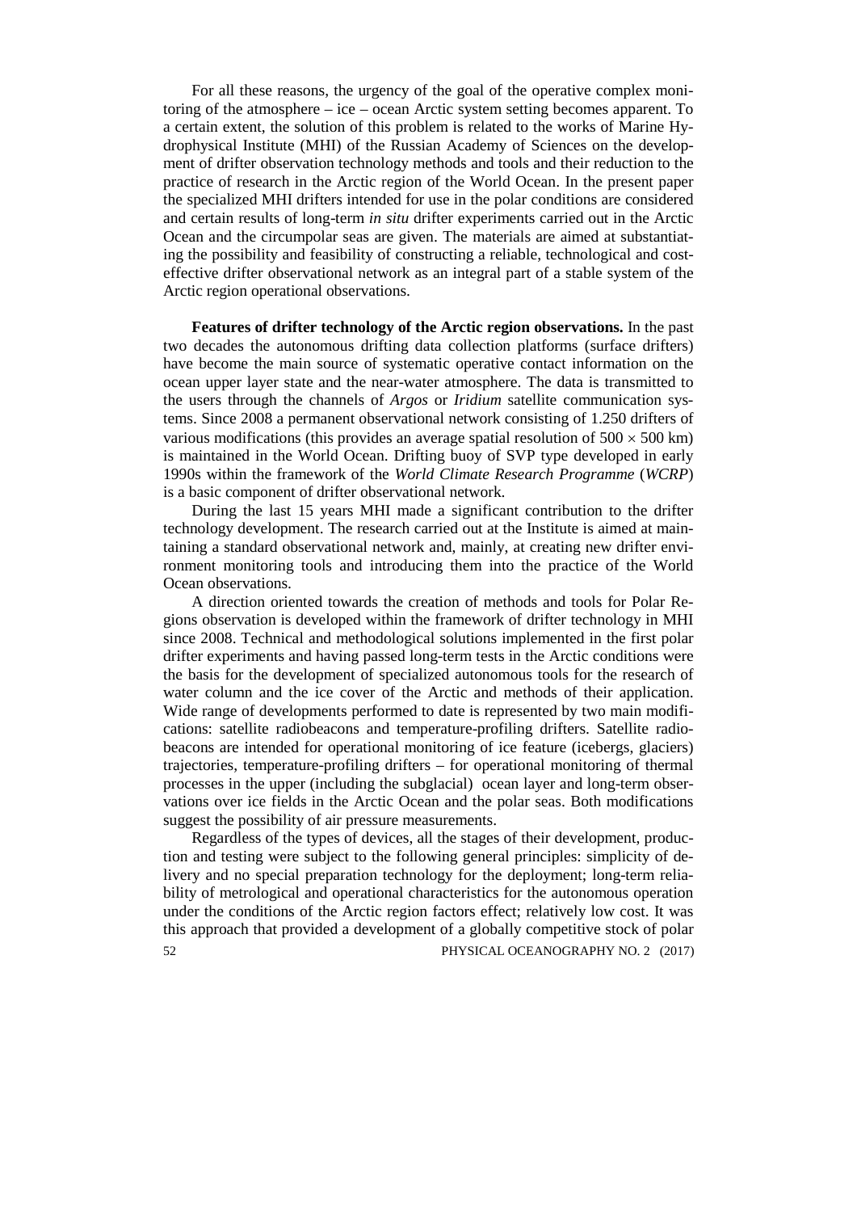For all these reasons, the urgency of the goal of the operative complex monitoring of the atmosphere – ice – ocean Arctic system setting becomes apparent. To a certain extent, the solution of this problem is related to the works of Marine Hydrophysical Institute (MHI) of the Russian Academy of Sciences on the development of drifter observation technology methods and tools and their reduction to the practice of research in the Arctic region of the World Ocean. In the present paper the specialized MHI drifters intended for use in the polar conditions are considered and certain results of long-term *in situ* drifter experiments carried out in the Arctic Ocean and the circumpolar seas are given. The materials are aimed at substantiating the possibility and feasibility of constructing a reliable, technological and cost-effective drifter observational network as an integral part of a stable system of the Arctic region operational observations.

**Features of drifter technology of the Arctic region observations.** In the past two decades the autonomous drifting data collection platforms (surface drifters) have become the main source of systematic operative contact information on the ocean upper layer state and the near-water atmosphere. The data is transmitted to the users through the channels of *Argos* or *Iridium* satellite communication systems. Since 2008 a permanent observational network consisting of 1.250 drifters of various modifications (this provides an average spatial resolution of $500 \times 500$ km) is maintained in the World Ocean. Drifting buoy of SVP type developed in early 1990s within the framework of the *World Climate Research Programme* (*WCRP*) is a basic component of drifter observational network.

During the last 15 years MHI made a significant contribution to the drifter technology development. The research carried out at the Institute is aimed at maintaining a standard observational network and, mainly, at creating new drifter environment monitoring tools and introducing them into the practice of the World Ocean observations.

A direction oriented towards the creation of methods and tools for Polar Regions observation is developed within the framework of drifter technology in MHI since 2008. Technical and methodological solutions implemented in the first polar drifter experiments and having passed long-term tests in the Arctic conditions were the basis for the development of specialized autonomous tools for the research of water column and the ice cover of the Arctic and methods of their application. Wide range of developments performed to date is represented by two main modifications: satellite radiobeacons and temperature-profiling drifters. Satellite radiobeacons are intended for operational monitoring of ice feature (icebergs, glaciers) trajectories, temperature-profiling drifters – for operational monitoring of thermal processes in the upper (including the subglacial) ocean layer and long-term observations over ice fields in the Arctic Ocean and the polar seas. Both modifications suggest the possibility of air pressure measurements.

Regardless of the types of devices, all the stages of their development, production and testing were subject to the following general principles: simplicity of delivery and no special preparation technology for the deployment; long-term reliability of metrological and operational characteristics for the autonomous operation under the conditions of the Arctic region factors effect; relatively low cost. It was this approach that provided a development of a globally competitive stock of polar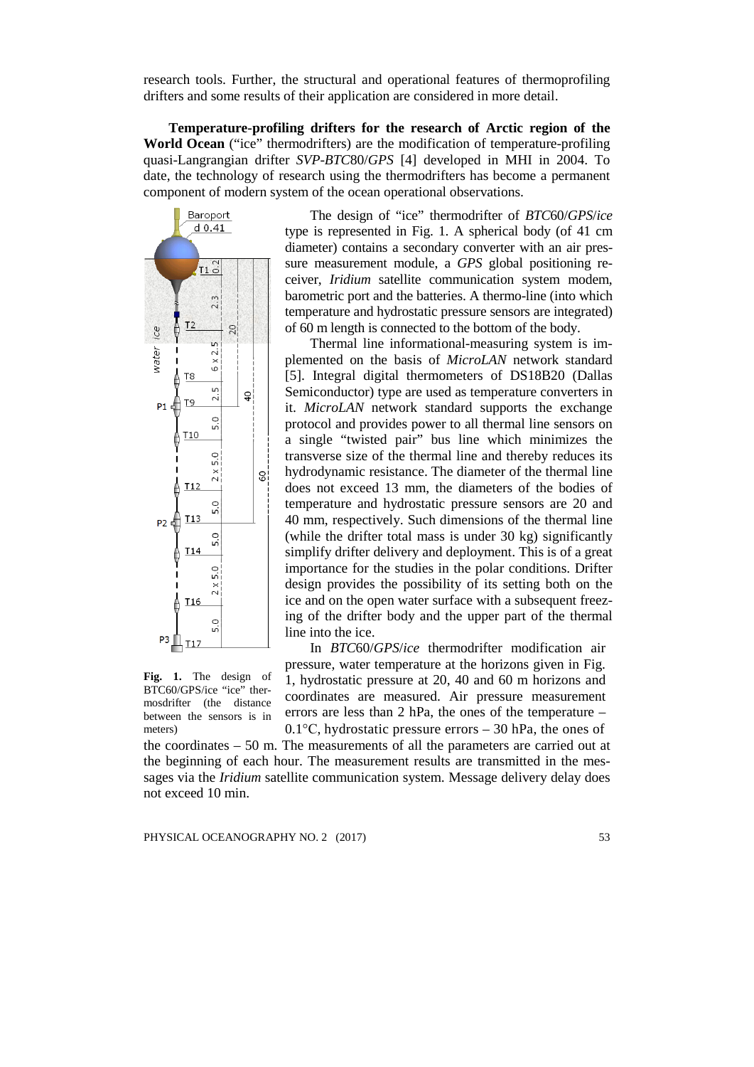research tools. Further, the structural and operational features of thermoprofiling drifters and some results of their application are considered in more detail.

**Temperature-profiling drifters for the research of Arctic region of the World Ocean** ("ice" thermodrifters) are the modification of temperature-profiling quasi-Langrangian drifter *SVP-BTC*80/*GPS* [4] developed in MHI in 2004. To date, the technology of research using the thermodrifters has become a permanent component of modern system of the ocean operational observations.

The design of "ice" thermodrifter of *BTC*60/*GPS*/*ice* type is represented in Fig. 1. A spherical body (of 41 cm diameter) contains a secondary converter with an air pressure measurement module, a *GPS* global positioning receiver, *Iridium* satellite communication system modem, barometric port and the batteries. A thermo-line (into which temperature and hydrostatic pressure sensors are integrated) of 60 m length is connected to the bottom of the body.

Thermal line informational-measuring system is implemented on the basis of *MicroLAN* network standard [5]. Integral digital thermometers of DS18B20 (Dallas Semiconductor) type are used as temperature converters in it. *MicroLAN* network standard supports the exchange protocol and provides power to all thermal line sensors on a single "twisted pair" bus line which minimizes the transverse size of the thermal line and thereby reduces its hydrodynamic resistance. The diameter of the thermal line does not exceed 13 mm, the diameters of the bodies of temperature and hydrostatic pressure sensors are 20 and 40 mm, respectively. Such dimensions of the thermal line (while the drifter total mass is under 30 kg) significantly simplify drifter delivery and deployment. This is of a great importance for the studies in the polar conditions. Drifter design provides the possibility of its setting both on the ice and on the open water surface with a subsequent freezing of the drifter body and the upper part of the thermal line into the ice.

**Fig. 1.** The design of BTC60/GPS/ice "ice" thermosdrifter (the distance between the sensors is in meters)

In *BTC*60/*GPS*/*ice* thermodrifter modification air pressure, water temperature at the horizons given in Fig. 1, hydrostatic pressure at 20, 40 and 60 m horizons and coordinates are measured. Air pressure measurement errors are less than 2 hPa, the ones of the temperature – 0.1°C, hydrostatic pressure errors – 30 hPa, the ones of the coordinates – 50 m. The measurements of all the parameters are carried out at the beginning of each hour. The measurement results are transmitted in the messages via the *Iridium* satellite communication system. Message delivery delay does not exceed 10 min.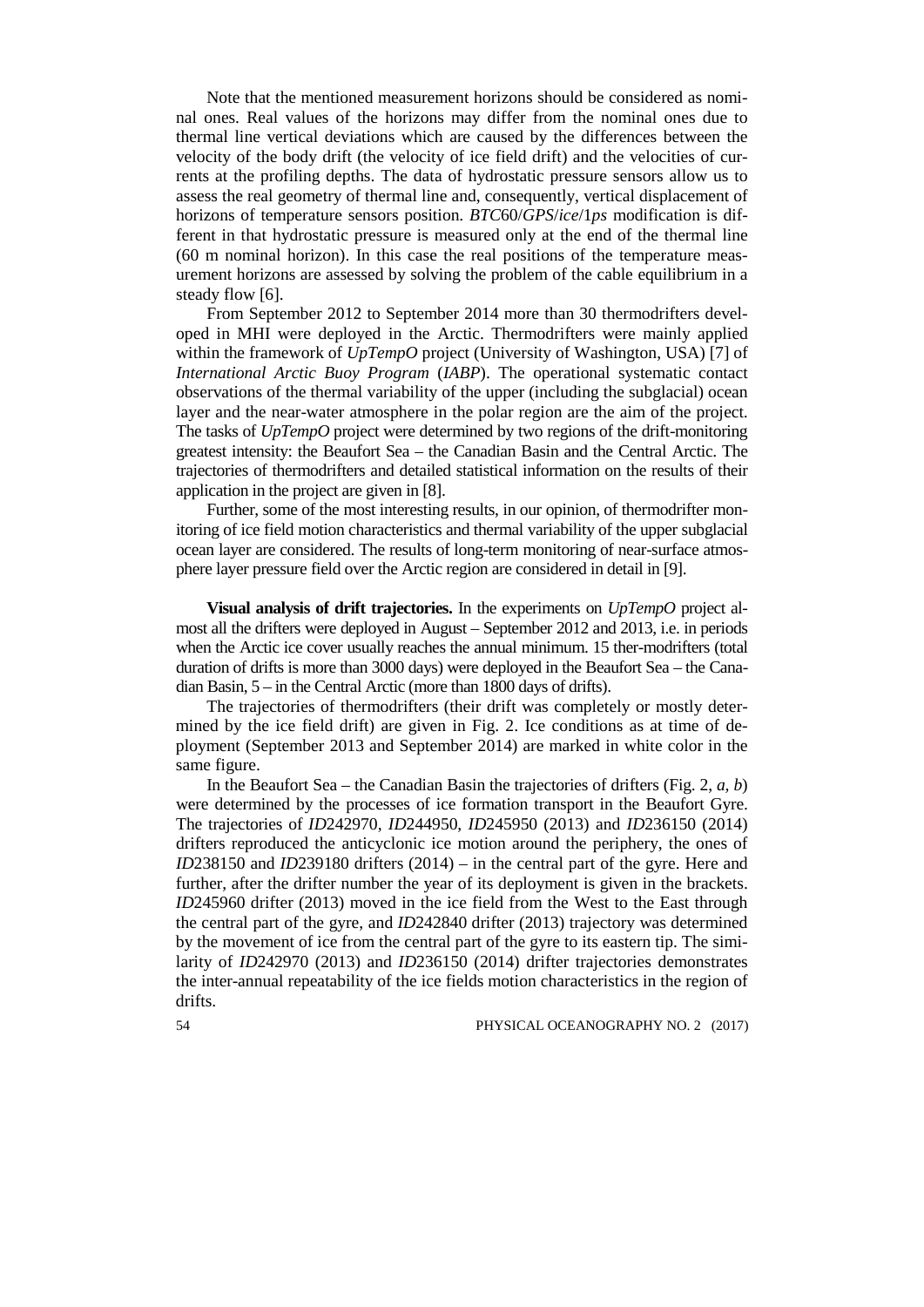Note that the mentioned measurement horizons should be considered as nominal ones. Real values of the horizons may differ from the nominal ones due to thermal line vertical deviations which are caused by the differences between the velocity of the body drift (the velocity of ice field drift) and the velocities of currents at the profiling depths. The data of hydrostatic pressure sensors allow us to assess the real geometry of thermal line and, consequently, vertical displacement of horizons of temperature sensors position. *BTC*60/*GPS*/*ice*/1*ps* modification is different in that hydrostatic pressure is measured only at the end of the thermal line (60 m nominal horizon). In this case the real positions of the temperature measurement horizons are assessed by solving the problem of the cable equilibrium in a steady flow [6].

From September 2012 to September 2014 more than 30 thermodrifters developed in MHI were deployed in the Arctic. Thermodrifters were mainly applied within the framework of *UpTempO* project (University of Washington, USA) [7] of *International Arctic Buoy Program* (*IABP*). The operational systematic contact observations of the thermal variability of the upper (including the subglacial) ocean layer and the near-water atmosphere in the polar region are the aim of the project. The tasks of *UpTempO* project were determined by two regions of the drift-monitoring greatest intensity: the Beaufort Sea – the Canadian Basin and the Central Arctic. The trajectories of thermodrifters and detailed statistical information on the results of their application in the project are given in [8].

Further, some of the most interesting results, in our opinion, of thermodrifter monitoring of ice field motion characteristics and thermal variability of the upper subglacial ocean layer are considered. The results of long-term monitoring of near-surface atmosphere layer pressure field over the Arctic region are considered in detail in [9].

**Visual analysis of drift trajectories.** In the experiments on *UpTempO* project almost all the drifters were deployed in August – September 2012 and 2013, i.e. in periods when the Arctic ice cover usually reaches the annual minimum. 15 ther-modrifters (total duration of drifts is more than 3000 days) were deployed in the Beaufort Sea – the Canadian Basin, 5 – in the Central Arctic (more than 1800 days of drifts).

The trajectories of thermodrifters (their drift was completely or mostly determined by the ice field drift) are given in Fig. 2. Ice conditions as at time of deployment (September 2013 and September 2014) are marked in white color in the same figure.

In the Beaufort Sea – the Canadian Basin the trajectories of drifters (Fig. 2, *a*, *b*) were determined by the processes of ice formation transport in the Beaufort Gyre. The trajectories of *ID*242970, *ID*244950, *ID*245950 (2013) and *ID*236150 (2014) drifters reproduced the anticyclonic ice motion around the periphery, the ones of *ID*238150 and *ID*239180 drifters (2014) – in the central part of the gyre. Here and further, after the drifter number the year of its deployment is given in the brackets. *ID*245960 drifter (2013) moved in the ice field from the West to the East through the central part of the gyre, and *ID*242840 drifter (2013) trajectory was determined by the movement of ice from the central part of the gyre to its eastern tip. The similarity of *ID*242970 (2013) and *ID*236150 (2014) drifter trajectories demonstrates the inter-annual repeatability of the ice fields motion characteristics in the region of drifts.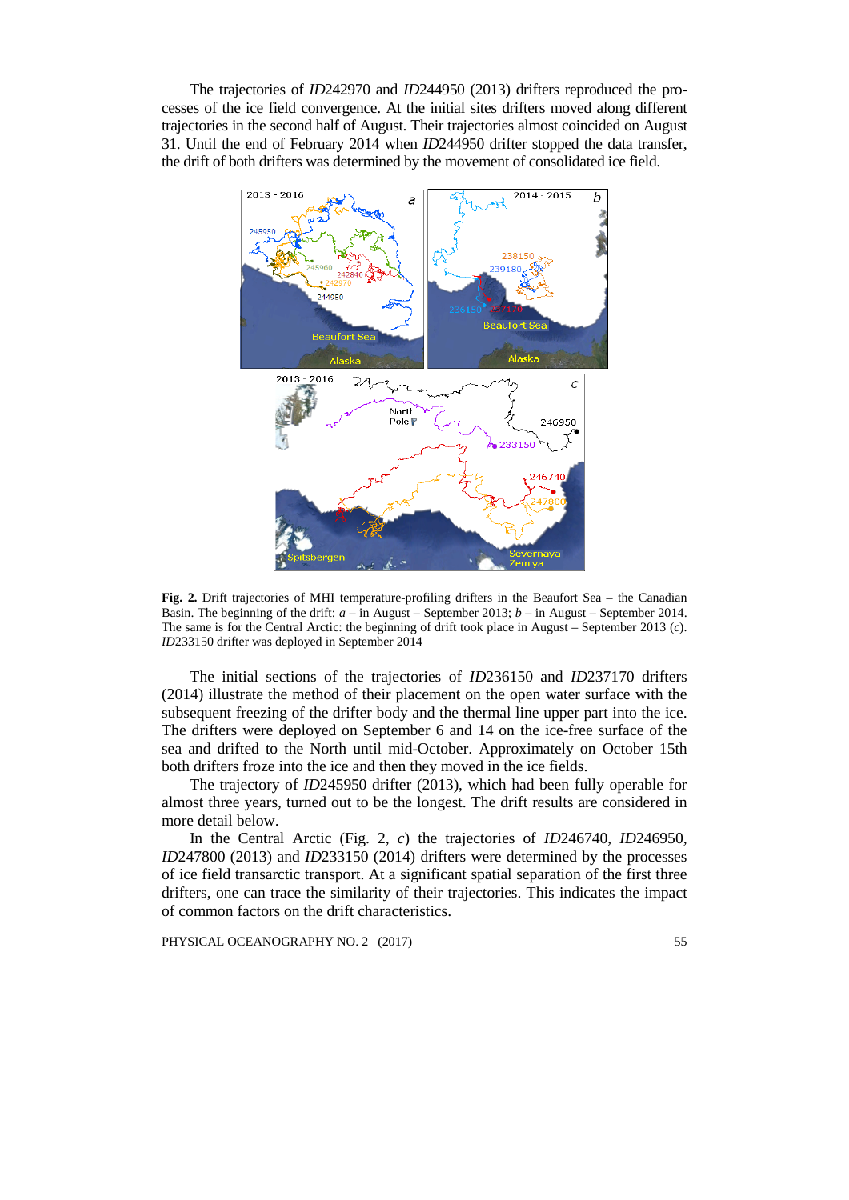The trajectories of *ID*242970 and *ID*244950 (2013) drifters reproduced the processes of the ice field convergence. At the initial sites drifters moved along different trajectories in the second half of August. Their trajectories almost coincided on August 31. Until the end of February 2014 when *ID*244950 drifter stopped the data transfer, the drift of both drifters was determined by the movement of consolidated ice field.

**Fig. 2.** Drift trajectories of MHI temperature-profiling drifters in the Beaufort Sea – the Canadian Basin. The beginning of the drift: *a* – in August – September 2013; *b* – in August – September 2014. The same is for the Central Arctic: the beginning of drift took place in August – September 2013 (*c*). *ID*233150 drifter was deployed in September 2014

The initial sections of the trajectories of *ID*236150 and *ID*237170 drifters (2014) illustrate the method of their placement on the open water surface with the subsequent freezing of the drifter body and the thermal line upper part into the ice. The drifters were deployed on September 6 and 14 on the ice-free surface of the sea and drifted to the North until mid-October. Approximately on October 15th both drifters froze into the ice and then they moved in the ice fields.

The trajectory of *ID*245950 drifter (2013), which had been fully operable for almost three years, turned out to be the longest. The drift results are considered in more detail below.

In the Central Arctic (Fig. 2, *c*) the trajectories of *ID*246740, *ID*246950, *ID*247800 (2013) and *ID*233150 (2014) drifters were determined by the processes of ice field transarctic transport. At a significant spatial separation of the first three drifters, one can trace the similarity of their trajectories. This indicates the impact of common factors on the drift characteristics.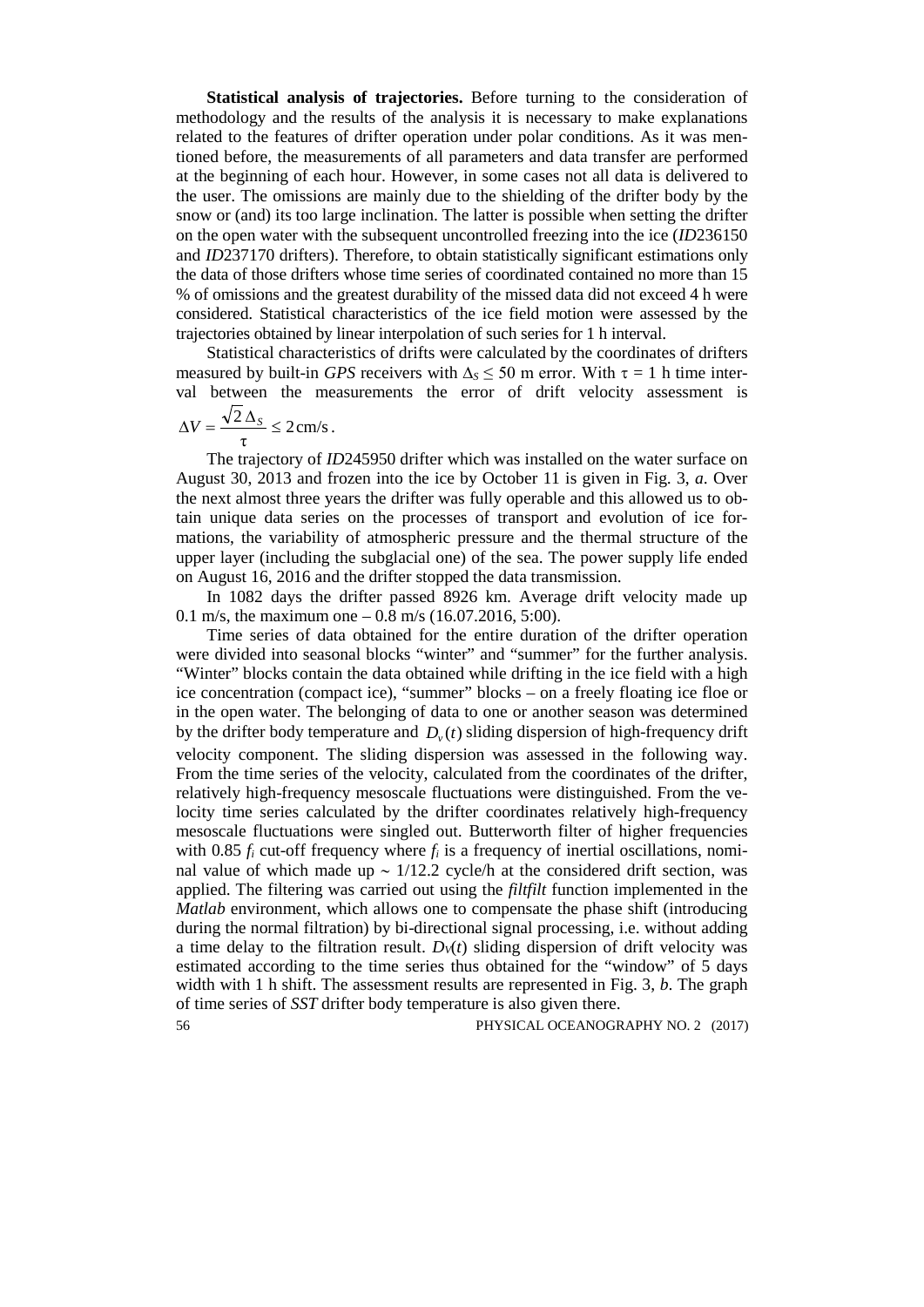**Statistical analysis of trajectories.** Before turning to the consideration of methodology and the results of the analysis it is necessary to make explanations related to the features of drifter operation under polar conditions. As it was mentioned before, the measurements of all parameters and data transfer are performed at the beginning of each hour. However, in some cases not all data is delivered to the user. The omissions are mainly due to the shielding of the drifter body by the snow or (and) its too large inclination. The latter is possible when setting the drifter on the open water with the subsequent uncontrolled freezing into the ice (*ID*236150 and *ID*237170 drifters). Therefore, to obtain statistically significant estimations only the data of those drifters whose time series of coordinated contained no more than 15 % of omissions and the greatest durability of the missed data did not exceed 4 h were considered. Statistical characteristics of the ice field motion were assessed by the trajectories obtained by linear interpolation of such series for 1 h interval.

Statistical characteristics of drifts were calculated by the coordinates of drifters measured by built-in *GPS* receivers with $\Delta_S \leq 50$ m error. With $\tau = 1$ h time interval between the measurements the error of drift velocity assessment is $\Delta V = \frac{\sqrt{2}\,\Delta_S}{\tau} \leq 2\,\text{cm/s}$.

The trajectory of *ID*245950 drifter which was installed on the water surface on August 30, 2013 and frozen into the ice by October 11 is given in Fig. 3, *a*. Over the next almost three years the drifter was fully operable and this allowed us to obtain unique data series on the processes of transport and evolution of ice formations, the variability of atmospheric pressure and the thermal structure of the upper layer (including the subglacial one) of the sea. The power supply life ended on August 16, 2016 and the drifter stopped the data transmission.

In 1082 days the drifter passed 8926 km. Average drift velocity made up 0.1 m/s, the maximum one – 0.8 m/s (16.07.2016, 5:00).

Time series of data obtained for the entire duration of the drifter operation were divided into seasonal blocks "winter" and "summer" for the further analysis. "Winter" blocks contain the data obtained while drifting in the ice field with a high ice concentration (compact ice), "summer" blocks – on a freely floating ice floe or in the open water. The belonging of data to one or another season was determined by the drifter body temperature and $D_v(t)$ sliding dispersion of high-frequency drift velocity component. The sliding dispersion was assessed in the following way. From the time series of the velocity, calculated from the coordinates of the drifter, relatively high-frequency mesoscale fluctuations were distinguished. From the velocity time series calculated by the drifter coordinates relatively high-frequency mesoscale fluctuations were singled out. Butterworth filter of higher frequencies with 0.85 $f_i$ cut-off frequency where $f_i$ is a frequency of inertial oscillations, nominal value of which made up ~ 1/12.2 cycle/h at the considered drift section, was applied. The filtering was carried out using the *filtfilt* function implemented in the *Matlab* environment, which allows one to compensate the phase shift (introducing during the normal filtration) by bi-directional signal processing, i.e. without adding a time delay to the filtration result. $D_V(t)$ sliding dispersion of drift velocity was estimated according to the time series thus obtained for the "window" of 5 days width with 1 h shift. The assessment results are represented in Fig. 3, *b*. The graph of time series of *SST* drifter body temperature is also given there.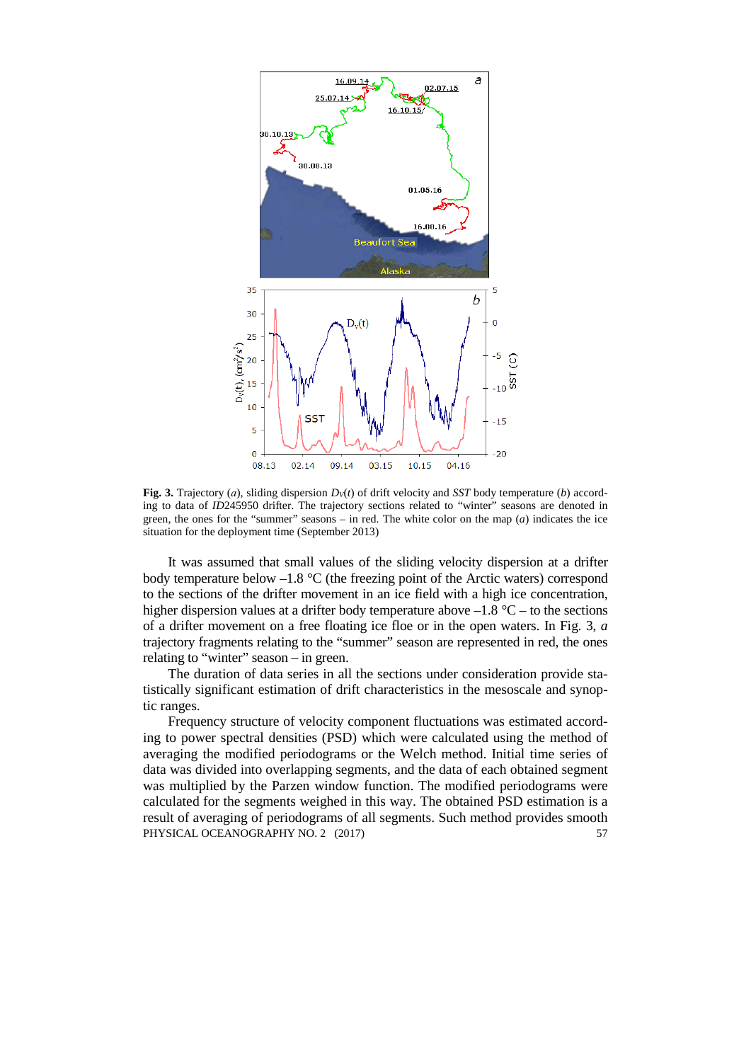**Fig. 3.** Trajectory (*a*), sliding dispersion $D_V(t)$ of drift velocity and *SST* body temperature (*b*) according to data of *ID*245950 drifter. The trajectory sections related to "winter" seasons are denoted in green, the ones for the "summer" seasons – in red. The white color on the map (*a*) indicates the ice situation for the deployment time (September 2013)

It was assumed that small values of the sliding velocity dispersion at a drifter body temperature below –1.8 °C (the freezing point of the Arctic waters) correspond to the sections of the drifter movement in an ice field with a high ice concentration, higher dispersion values at a drifter body temperature above –1.8 °C – to the sections of a drifter movement on a free floating ice floe or in the open waters. In Fig. 3, *a* trajectory fragments relating to the "summer" season are represented in red, the ones relating to "winter" season – in green.

The duration of data series in all the sections under consideration provide statistically significant estimation of drift characteristics in the mesoscale and synoptic ranges.

Frequency structure of velocity component fluctuations was estimated according to power spectral densities (PSD) which were calculated using the method of averaging the modified periodograms or the Welch method. Initial time series of data was divided into overlapping segments, and the data of each obtained segment was multiplied by the Parzen window function. The modified periodograms were calculated for the segments weighed in this way. The obtained PSD estimation is a result of averaging of periodograms of all segments. Such method provides smooth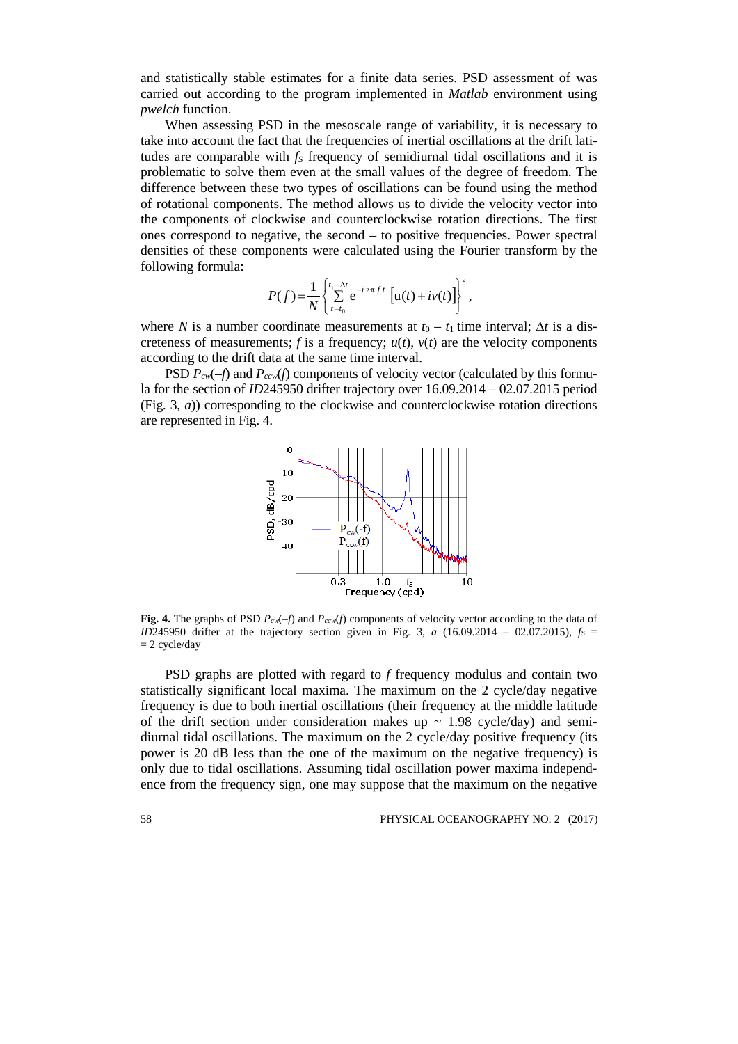and statistically stable estimates for a finite data series. PSD assessment of was carried out according to the program implemented in *Matlab* environment using *pwelch* function.

When assessing PSD in the mesoscale range of variability, it is necessary to take into account the fact that the frequencies of inertial oscillations at the drift latitudes are comparable with $f_S$ frequency of semidiurnal tidal oscillations and it is problematic to solve them even at the small values of the degree of freedom. The difference between these two types of oscillations can be found using the method of rotational components. The method allows us to divide the velocity vector into the components of clockwise and counterclockwise rotation directions. The first ones correspond to negative, the second – to positive frequencies. Power spectral densities of these components were calculated using the Fourier transform by the following formula:

$$P(f) = \frac{1}{N}\left\{\sum_{t=t_0}^{t_1-\Delta t} e^{-i\,2\pi f t}\,\left[u(t) + iv(t)\right]\right\}^2,$$

where $N$ is a number coordinate measurements at $t_0 - t_1$ time interval; $\Delta t$ is a discreteness of measurements; $f$ is a frequency; $u(t)$, $v(t)$ are the velocity components according to the drift data at the same time interval.

PSD $P_{cw}(-f)$ and $P_{ccw}(f)$ components of velocity vector (calculated by this formula for the section of *ID*245950 drifter trajectory over 16.09.2014 – 02.07.2015 period (Fig. 3, *a*)) corresponding to the clockwise and counterclockwise rotation directions are represented in Fig. 4.

**Fig. 4.** The graphs of PSD $P_{cw}(-f)$ and $P_{ccw}(f)$ components of velocity vector according to the data of *ID*245950 drifter at the trajectory section given in Fig. 3, *a* (16.09.2014 – 02.07.2015), $f_S$ = = 2 cycle/day

PSD graphs are plotted with regard to $f$ frequency modulus and contain two statistically significant local maxima. The maximum on the 2 cycle/day negative frequency is due to both inertial oscillations (their frequency at the middle latitude of the drift section under consideration makes up ~ 1.98 cycle/day) and semidiurnal tidal oscillations. The maximum on the 2 cycle/day positive frequency (its power is 20 dB less than the one of the maximum on the negative frequency) is only due to tidal oscillations. Assuming tidal oscillation power maxima independence from the frequency sign, one may suppose that the maximum on the negative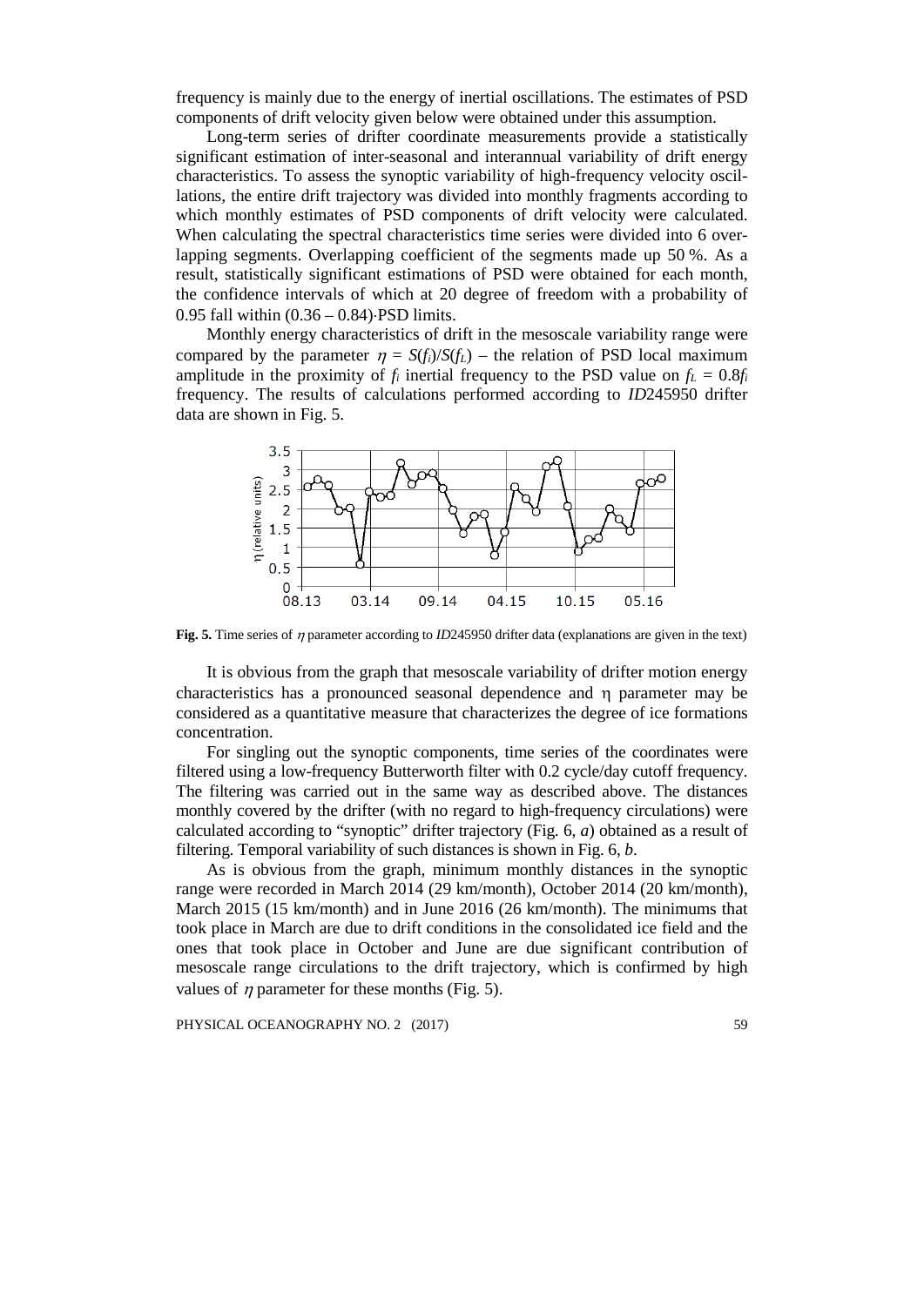frequency is mainly due to the energy of inertial oscillations. The estimates of PSD components of drift velocity given below were obtained under this assumption.

Long-term series of drifter coordinate measurements provide a statistically significant estimation of inter-seasonal and interannual variability of drift energy characteristics. To assess the synoptic variability of high-frequency velocity oscillations, the entire drift trajectory was divided into monthly fragments according to which monthly estimates of PSD components of drift velocity were calculated. When calculating the spectral characteristics time series were divided into 6 overlapping segments. Overlapping coefficient of the segments made up 50 %. As a result, statistically significant estimations of PSD were obtained for each month, the confidence intervals of which at 20 degree of freedom with a probability of 0.95 fall within (0.36 – 0.84)·PSD limits.

Monthly energy characteristics of drift in the mesoscale variability range were compared by the parameter $\eta = S(f_i)/S(f_L)$ – the relation of PSD local maximum amplitude in the proximity of $f_i$ inertial frequency to the PSD value on $f_L = 0.8f_i$ frequency. The results of calculations performed according to *ID*245950 drifter data are shown in Fig. 5.

**Fig. 5.** Time series of $\eta$ parameter according to *ID*245950 drifter data (explanations are given in the text)

It is obvious from the graph that mesoscale variability of drifter motion energy characteristics has a pronounced seasonal dependence and η parameter may be considered as a quantitative measure that characterizes the degree of ice formations concentration.

For singling out the synoptic components, time series of the coordinates were filtered using a low-frequency Butterworth filter with 0.2 cycle/day cutoff frequency. The filtering was carried out in the same way as described above. The distances monthly covered by the drifter (with no regard to high-frequency circulations) were calculated according to "synoptic" drifter trajectory (Fig. 6, *a*) obtained as a result of filtering. Temporal variability of such distances is shown in Fig. 6, *b*.

As is obvious from the graph, minimum monthly distances in the synoptic range were recorded in March 2014 (29 km/month), October 2014 (20 km/month), March 2015 (15 km/month) and in June 2016 (26 km/month). The minimums that took place in March are due to drift conditions in the consolidated ice field and the ones that took place in October and June are due significant contribution of mesoscale range circulations to the drift trajectory, which is confirmed by high values of $\eta$ parameter for these months (Fig. 5).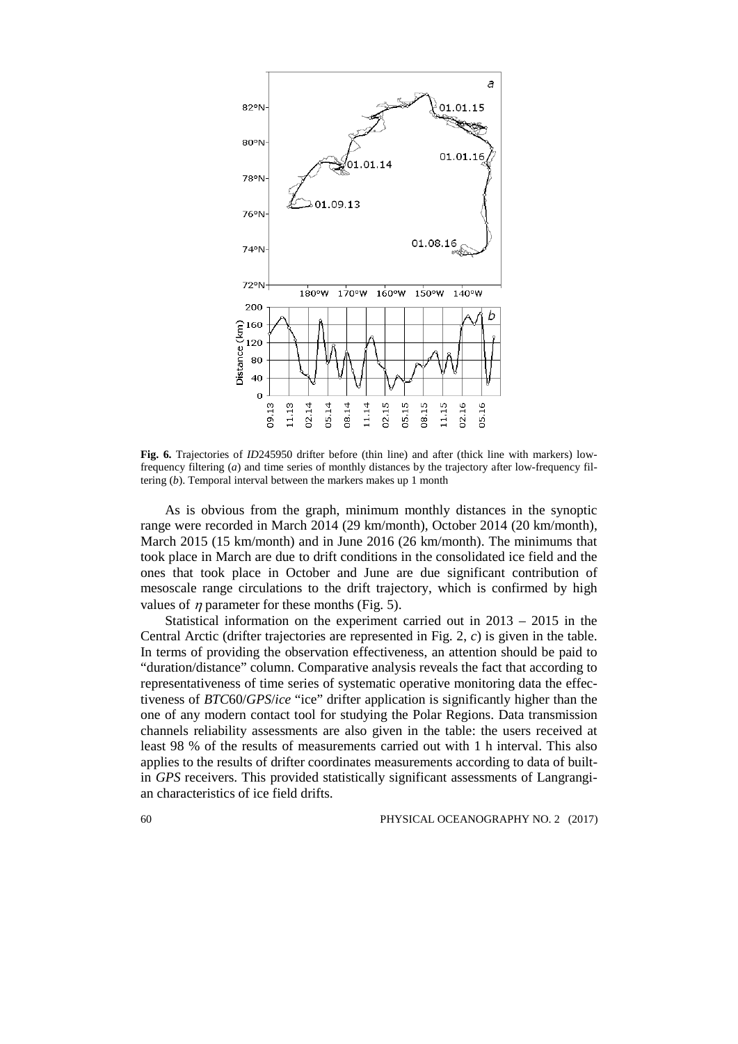**Fig. 6.** Trajectories of *ID*245950 drifter before (thin line) and after (thick line with markers) low-frequency filtering (*a*) and time series of monthly distances by the trajectory after low-frequency filtering (*b*). Temporal interval between the markers makes up 1 month

As is obvious from the graph, minimum monthly distances in the synoptic range were recorded in March 2014 (29 km/month), October 2014 (20 km/month), March 2015 (15 km/month) and in June 2016 (26 km/month). The minimums that took place in March are due to drift conditions in the consolidated ice field and the ones that took place in October and June are due significant contribution of mesoscale range circulations to the drift trajectory, which is confirmed by high values of $\eta$ parameter for these months (Fig. 5).

Statistical information on the experiment carried out in 2013 – 2015 in the Central Arctic (drifter trajectories are represented in Fig. 2, *c*) is given in the table. In terms of providing the observation effectiveness, an attention should be paid to "duration/distance" column. Comparative analysis reveals the fact that according to representativeness of time series of systematic operative monitoring data the effectiveness of *BTC*60/*GPS*/*ice* "ice" drifter application is significantly higher than the one of any modern contact tool for studying the Polar Regions. Data transmission channels reliability assessments are also given in the table: the users received at least 98 % of the results of measurements carried out with 1 h interval. This also applies to the results of drifter coordinates measurements according to data of built-in *GPS* receivers. This provided statistically significant assessments of Langrangian characteristics of ice field drifts.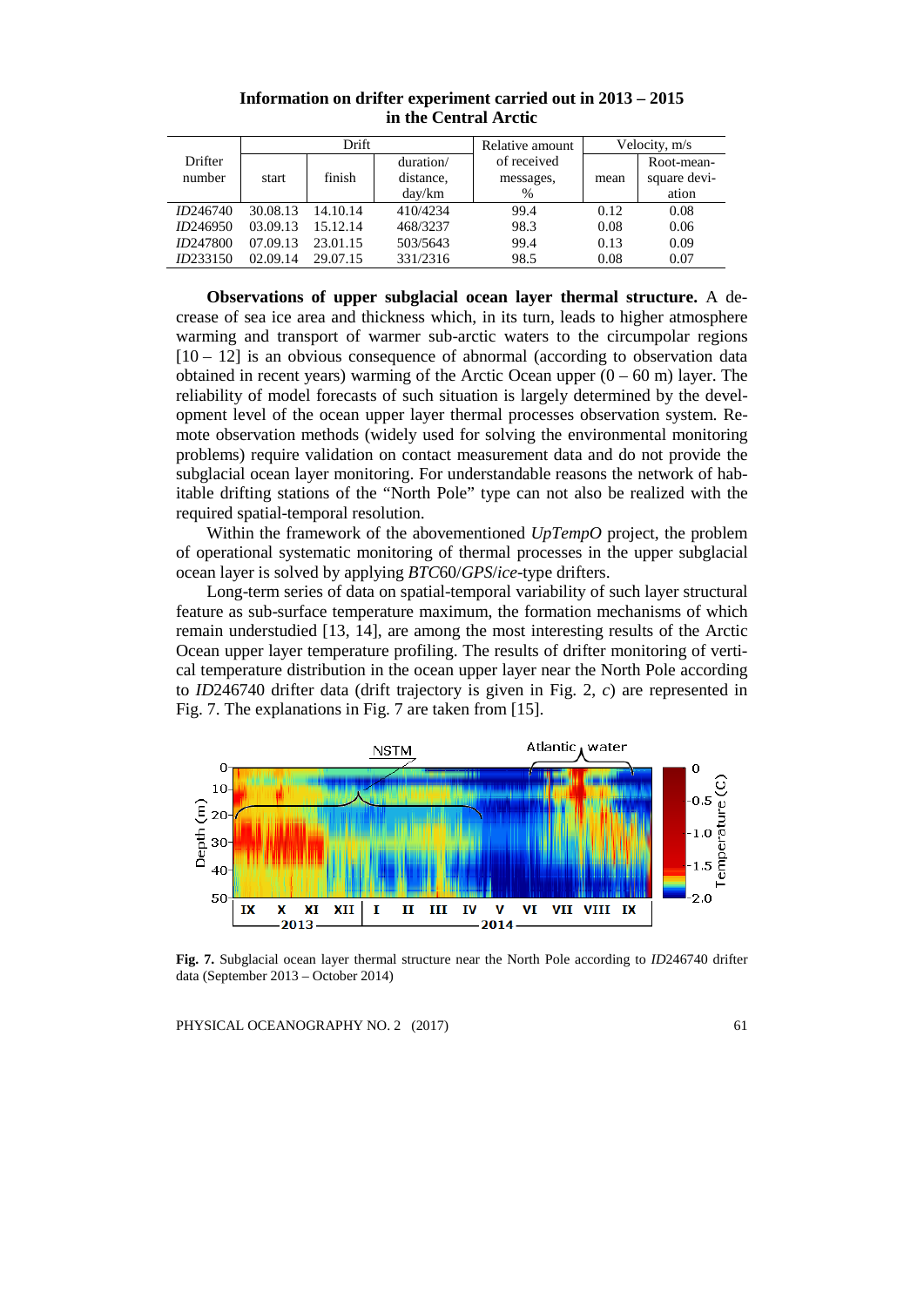**Information on drifter experiment carried out in 2013 – 2015 in the Central Arctic**

| Drifter number | Drift | | | Relative amount of received messages, % | Velocity, m/s | |
|---|---|---|---|---|---|---|
| | start | finish | duration/ distance, day/km | | mean | Root-mean-square deviation |
| *ID*246740 | 30.08.13 | 14.10.14 | 410/4234 | 99.4 | 0.12 | 0.08 |
| *ID*246950 | 03.09.13 | 15.12.14 | 468/3237 | 98.3 | 0.08 | 0.06 |
| *ID*247800 | 07.09.13 | 23.01.15 | 503/5643 | 99.4 | 0.13 | 0.09 |
| *ID*233150 | 02.09.14 | 29.07.15 | 331/2316 | 98.5 | 0.08 | 0.07 |

**Observations of upper subglacial ocean layer thermal structure.** A decrease of sea ice area and thickness which, in its turn, leads to higher atmosphere warming and transport of warmer sub-arctic waters to the circumpolar regions [10 – 12] is an obvious consequence of abnormal (according to observation data obtained in recent years) warming of the Arctic Ocean upper (0 – 60 m) layer. The reliability of model forecasts of such situation is largely determined by the development level of the ocean upper layer thermal processes observation system. Remote observation methods (widely used for solving the environmental monitoring problems) require validation on contact measurement data and do not provide the subglacial ocean layer monitoring. For understandable reasons the network of habitable drifting stations of the "North Pole" type can not also be realized with the required spatial-temporal resolution.

Within the framework of the abovementioned *UpTempO* project, the problem of operational systematic monitoring of thermal processes in the upper subglacial ocean layer is solved by applying *BTC*60/*GPS*/*ice*-type drifters.

Long-term series of data on spatial-temporal variability of such layer structural feature as sub-surface temperature maximum, the formation mechanisms of which remain understudied [13, 14], are among the most interesting results of the Arctic Ocean upper layer temperature profiling. The results of drifter monitoring of vertical temperature distribution in the ocean upper layer near the North Pole according to *ID*246740 drifter data (drift trajectory is given in Fig. 2, *c*) are represented in Fig. 7. The explanations in Fig. 7 are taken from [15].

**Fig. 7.** Subglacial ocean layer thermal structure near the North Pole according to *ID*246740 drifter data (September 2013 – October 2014)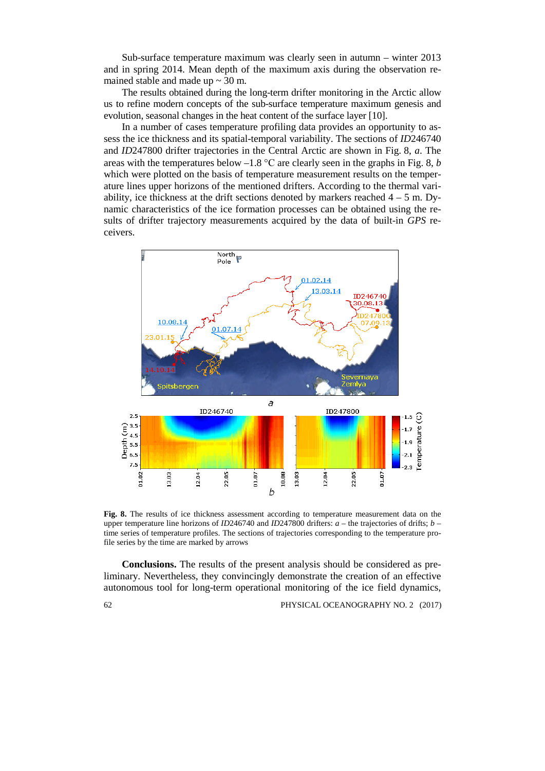Sub-surface temperature maximum was clearly seen in autumn – winter 2013 and in spring 2014. Mean depth of the maximum axis during the observation remained stable and made up ~ 30 m.

The results obtained during the long-term drifter monitoring in the Arctic allow us to refine modern concepts of the sub-surface temperature maximum genesis and evolution, seasonal changes in the heat content of the surface layer [10].

In a number of cases temperature profiling data provides an opportunity to assess the ice thickness and its spatial-temporal variability. The sections of *ID*246740 and *ID*247800 drifter trajectories in the Central Arctic are shown in Fig. 8, *a*. The areas with the temperatures below –1.8 °C are clearly seen in the graphs in Fig. 8, *b* which were plotted on the basis of temperature measurement results on the temperature lines upper horizons of the mentioned drifters. According to the thermal variability, ice thickness at the drift sections denoted by markers reached 4 – 5 m. Dynamic characteristics of the ice formation processes can be obtained using the results of drifter trajectory measurements acquired by the data of built-in *GPS* receivers.

**Fig. 8.** The results of ice thickness assessment according to temperature measurement data on the upper temperature line horizons of *ID*246740 and *ID*247800 drifters: *a* – the trajectories of drifts; *b* – time series of temperature profiles. The sections of trajectories corresponding to the temperature profile series by the time are marked by arrows

**Conclusions.** The results of the present analysis should be considered as preliminary. Nevertheless, they convincingly demonstrate the creation of an effective autonomous tool for long-term operational monitoring of the ice field dynamics,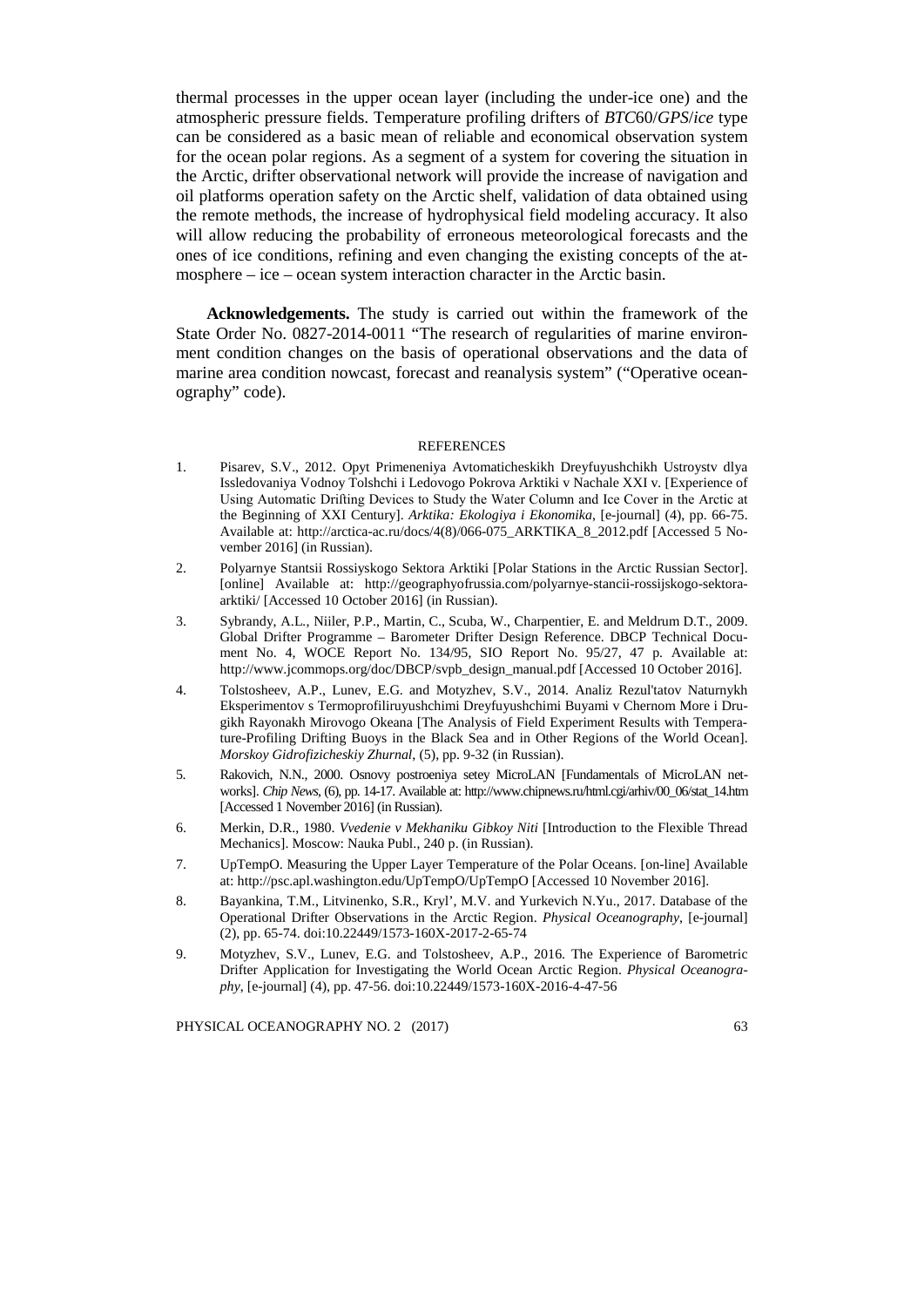thermal processes in the upper ocean layer (including the under-ice one) and the atmospheric pressure fields. Temperature profiling drifters of *BTC*60/*GPS*/*ice* type can be considered as a basic mean of reliable and economical observation system for the ocean polar regions. As a segment of a system for covering the situation in the Arctic, drifter observational network will provide the increase of navigation and oil platforms operation safety on the Arctic shelf, validation of data obtained using the remote methods, the increase of hydrophysical field modeling accuracy. It also will allow reducing the probability of erroneous meteorological forecasts and the ones of ice conditions, refining and even changing the existing concepts of the atmosphere – ice – ocean system interaction character in the Arctic basin.

**Acknowledgements.** The study is carried out within the framework of the State Order No. 0827-2014-0011 "The research of regularities of marine environment condition changes on the basis of operational observations and the data of marine area condition nowcast, forecast and reanalysis system" ("Operative oceanography" code).

## REFERENCES

1. Pisarev, S.V., 2012. Opyt Primeneniya Avtomaticheskikh Dreyfuyushchikh Ustroystv dlya Issledovaniya Vodnoy Tolshchi i Ledovogo Pokrova Arktiki v Nachale XXI v. [Experience of Using Automatic Drifting Devices to Study the Water Column and Ice Cover in the Arctic at the Beginning of XXI Century]. *Arktika: Ekologiya i Ekonomika*, [e-journal] (4), pp. 66-75. Available at: http://arctica-ac.ru/docs/4(8)/066-075_ARKTIKA_8_2012.pdf [Accessed 5 November 2016] (in Russian).

2. Polyarnye Stantsii Rossiyskogo Sektora Arktiki [Polar Stations in the Arctic Russian Sector]. [online] Available at: http://geographyofrussia.com/polyarnye-stancii-rossijskogo-sektora-arktiki/ [Accessed 10 October 2016] (in Russian).

3. Sybrandy, A.L., Niiler, P.P., Martin, C., Scuba, W., Charpentier, E. and Meldrum D.T., 2009. Global Drifter Programme – Barometer Drifter Design Reference. DBCP Technical Document No. 4, WOCE Report No. 134/95, SIO Report No. 95/27, 47 p. Available at: http://www.jcommops.org/doc/DBCP/svpb_design_manual.pdf [Accessed 10 October 2016].

4. Tolstosheev, A.P., Lunev, E.G. and Motyzhev, S.V., 2014. Analiz Rezul'tatov Naturnykh Eksperimentov s Termoprofiliruyushchimi Dreyfuyushchimi Buyami v Chernom More i Drugikh Rayonakh Mirovogo Okeana [The Analysis of Field Experiment Results with Temperature-Profiling Drifting Buoys in the Black Sea and in Other Regions of the World Ocean]. *Morskoy Gidrofizicheskiy Zhurnal*, (5), pp. 9-32 (in Russian).

5. Rakovich, N.N., 2000. Osnovy postroeniya setey MicroLAN [Fundamentals of MicroLAN networks]. *Chip News*, (6), pp. 14-17. Available at: http://www.chipnews.ru/html.cgi/arhiv/00_06/stat_14.htm [Accessed 1 November 2016] (in Russian).

6. Merkin, D.R., 1980. *Vvedenie v Mekhaniku Gibkoy Niti* [Introduction to the Flexible Thread Mechanics]. Moscow: Nauka Publ., 240 p. (in Russian).

7. UpTempO. Measuring the Upper Layer Temperature of the Polar Oceans. [on-line] Available at: http://psc.apl.washington.edu/UpTempO/UpTempO [Accessed 10 November 2016].

8. Bayankina, T.M., Litvinenko, S.R., Kryl', M.V. and Yurkevich N.Yu., 2017. Database of the Operational Drifter Observations in the Arctic Region. *Physical Oceanography*, [e-journal] (2), pp. 65-74. doi:10.22449/1573-160X-2017-2-65-74

9. Motyzhev, S.V., Lunev, E.G. and Tolstosheev, A.P., 2016. The Experience of Barometric Drifter Application for Investigating the World Ocean Arctic Region. *Physical Oceanography*, [e-journal] (4), pp. 47-56. doi:10.22449/1573-160X-2016-4-47-56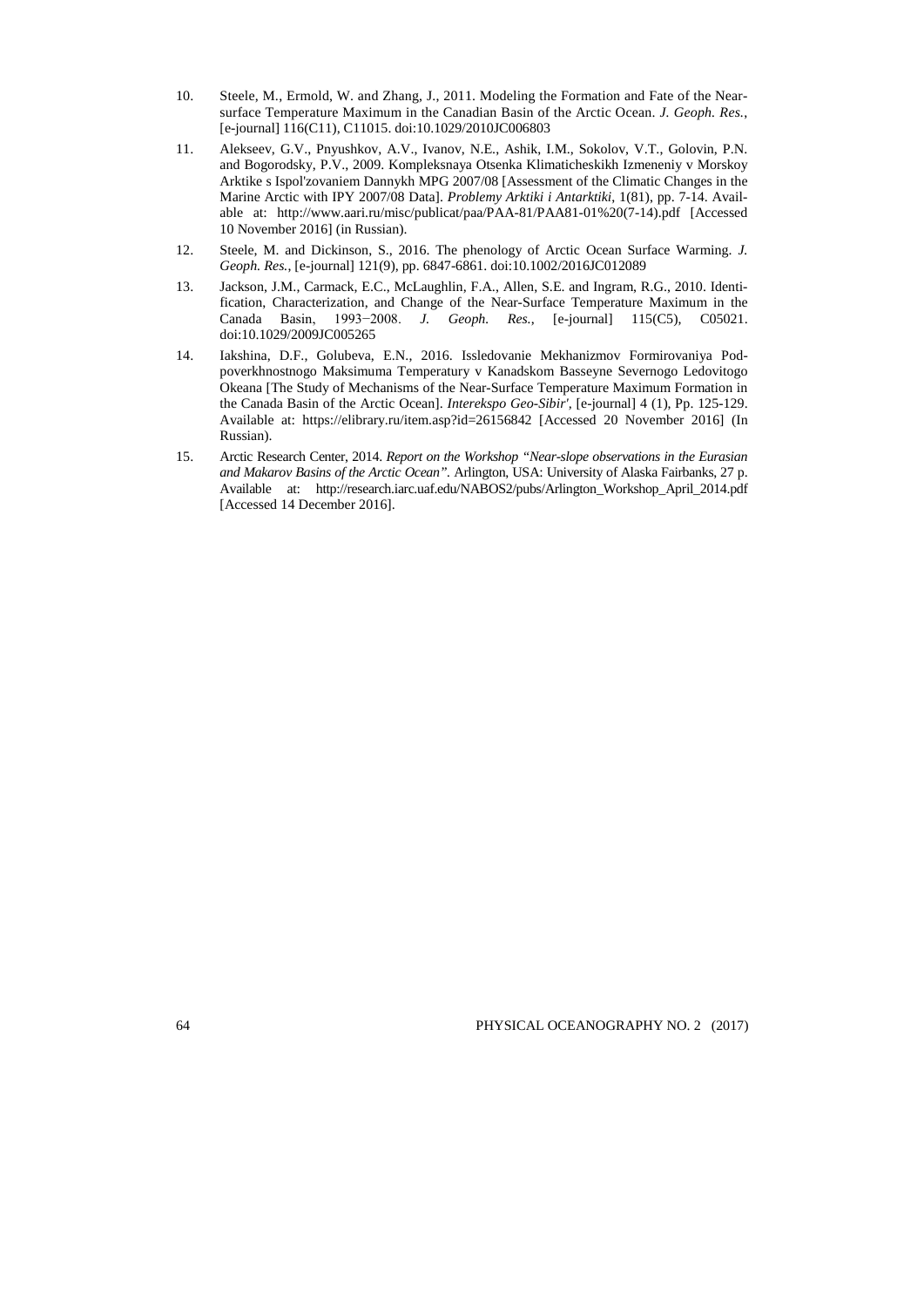10. Steele, M., Ermold, W. and Zhang, J., 2011. Modeling the Formation and Fate of the Near-surface Temperature Maximum in the Canadian Basin of the Arctic Ocean. *J. Geoph. Res.*, [e-journal] 116(C11), C11015. doi:10.1029/2010JC006803

11. Alekseev, G.V., Pnyushkov, A.V., Ivanov, N.E., Ashik, I.M., Sokolov, V.T., Golovin, P.N. and Bogorodsky, P.V., 2009. Kompleksnaya Otsenka Klimaticheskikh Izmeneniy v Morskoy Arktike s Ispol'zovaniem Dannykh MPG 2007/08 [Assessment of the Climatic Changes in the Marine Arctic with IPY 2007/08 Data]. *Problemy Arktiki i Antarktiki*, 1(81), pp. 7-14. Available at: http://www.aari.ru/misc/publicat/paa/PAA-81/PAA81-01%20(7-14).pdf [Accessed 10 November 2016] (in Russian).

12. Steele, M. and Dickinson, S., 2016. The phenology of Arctic Ocean Surface Warming. *J. Geoph. Res.*, [e-journal] 121(9), pp. 6847-6861. doi:10.1002/2016JC012089

13. Jackson, J.M., Carmack, E.C., McLaughlin, F.A., Allen, S.E. and Ingram, R.G., 2010. Identification, Characterization, and Change of the Near-Surface Temperature Maximum in the Canada Basin, 1993−2008. *J. Geoph. Res.*, [e-journal] 115(C5), C05021. doi:10.1029/2009JC005265

14. Iakshina, D.F., Golubeva, E.N., 2016. Issledovanie Mekhanizmov Formirovaniya Podpoverkhnostnogo Maksimuma Temperatury v Kanadskom Basseyne Severnogo Ledovitogo Okeana [The Study of Mechanisms of the Near-Surface Temperature Maximum Formation in the Canada Basin of the Arctic Ocean]. *Interekspo Geo-Sibir'*, [e-journal] 4 (1), Pp. 125-129. Available at: https://elibrary.ru/item.asp?id=26156842 [Accessed 20 November 2016] (In Russian).

15. Arctic Research Center, 2014. *Report on the Workshop "Near-slope observations in the Eurasian and Makarov Basins of the Arctic Ocean"*. Arlington, USA: University of Alaska Fairbanks, 27 p. Available at: http://research.iarc.uaf.edu/NABOS2/pubs/Arlington_Workshop_April_2014.pdf [Accessed 14 December 2016].